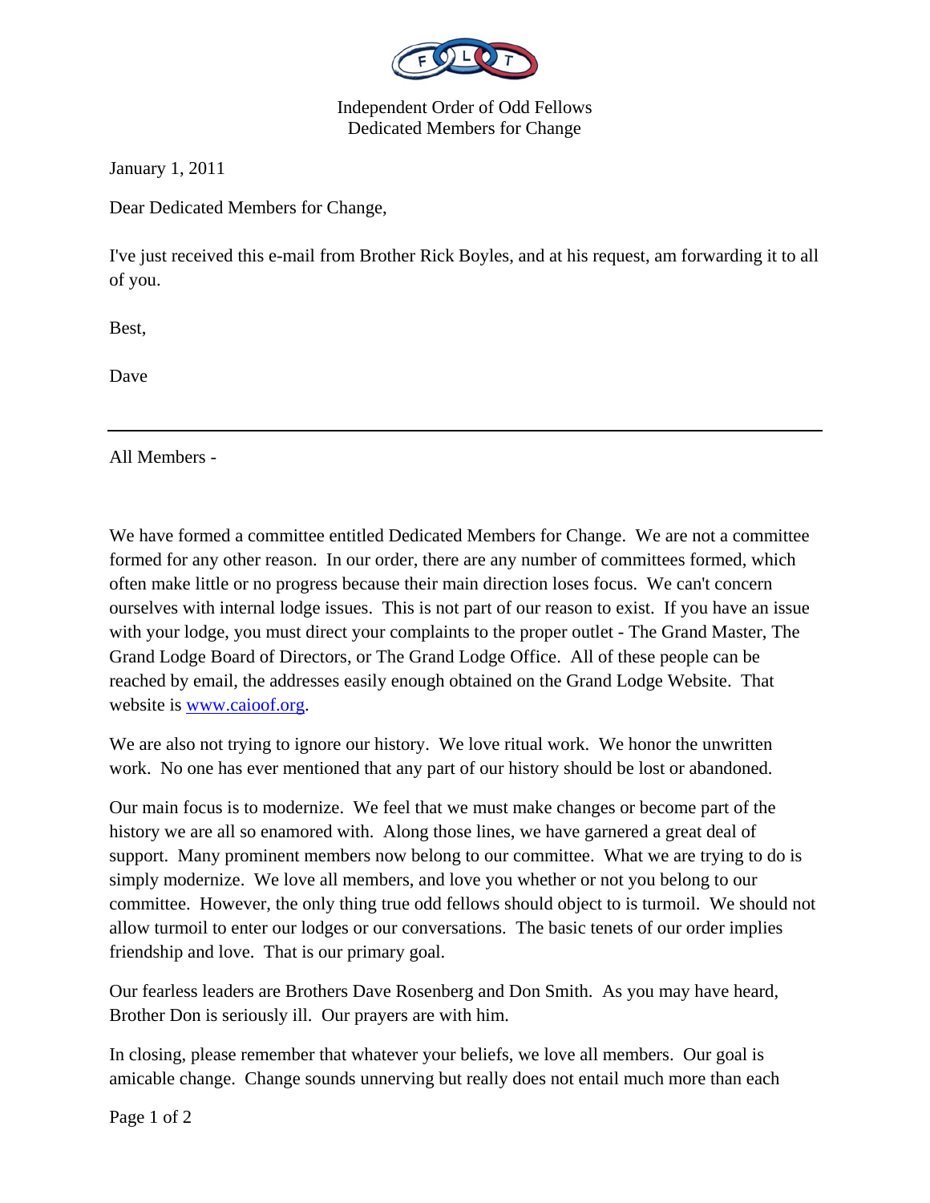Independent Order of Odd Fellows
Dedicated Members for Change

January 1, 2011

Dear Dedicated Members for Change,

I've just received this e-mail from Brother Rick Boyles, and at his request, am forwarding it to all of you.

Best,

Dave

---

All Members -

We have formed a committee entitled Dedicated Members for Change. We are not a committee formed for any other reason. In our order, there are any number of committees formed, which often make little or no progress because their main direction loses focus. We can't concern ourselves with internal lodge issues. This is not part of our reason to exist. If you have an issue with your lodge, you must direct your complaints to the proper outlet - The Grand Master, The Grand Lodge Board of Directors, or The Grand Lodge Office. All of these people can be reached by email, the addresses easily enough obtained on the Grand Lodge Website. That website is [www.caioof.org](http://www.caioof.org).

We are also not trying to ignore our history. We love ritual work. We honor the unwritten work. No one has ever mentioned that any part of our history should be lost or abandoned.

Our main focus is to modernize. We feel that we must make changes or become part of the history we are all so enamored with. Along those lines, we have garnered a great deal of support. Many prominent members now belong to our committee. What we are trying to do is simply modernize. We love all members, and love you whether or not you belong to our committee. However, the only thing true odd fellows should object to is turmoil. We should not allow turmoil to enter our lodges or our conversations. The basic tenets of our order implies friendship and love. That is our primary goal.

Our fearless leaders are Brothers Dave Rosenberg and Don Smith. As you may have heard, Brother Don is seriously ill. Our prayers are with him.

In closing, please remember that whatever your beliefs, we love all members. Our goal is amicable change. Change sounds unnerving but really does not entail much more than each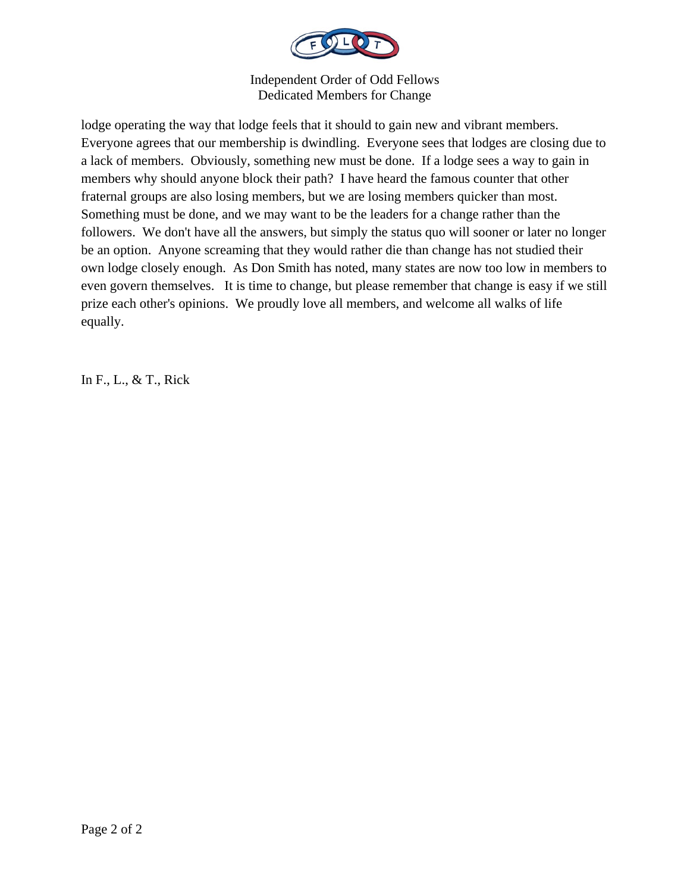lodge operating the way that lodge feels that it should to gain new and vibrant members. Everyone agrees that our membership is dwindling. Everyone sees that lodges are closing due to a lack of members. Obviously, something new must be done. If a lodge sees a way to gain in members why should anyone block their path? I have heard the famous counter that other fraternal groups are also losing members, but we are losing members quicker than most. Something must be done, and we may want to be the leaders for a change rather than the followers. We don't have all the answers, but simply the status quo will sooner or later no longer be an option. Anyone screaming that they would rather die than change has not studied their own lodge closely enough. As Don Smith has noted, many states are now too low in members to even govern themselves. It is time to change, but please remember that change is easy if we still prize each other's opinions. We proudly love all members, and welcome all walks of life equally.

In F., L., & T., Rick